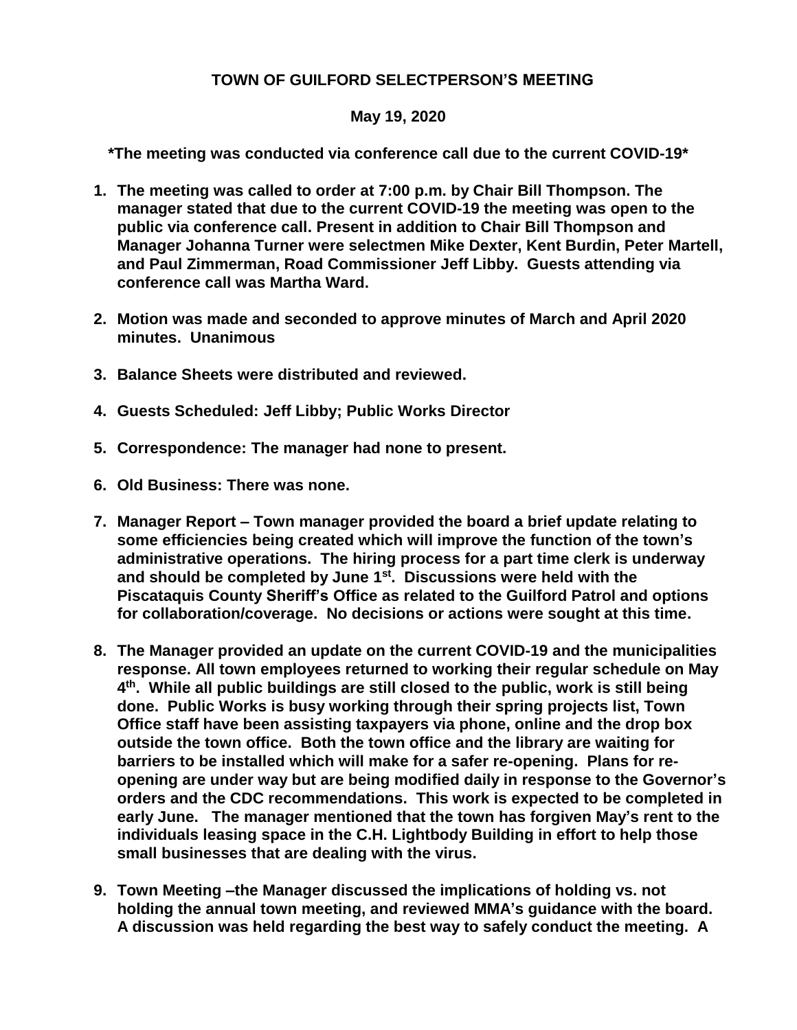# TOWN OF GUILFORD SELECTPERSON'S MEETING

**May 19, 2020**

**\*The meeting was conducted via conference call due to the current COVID-19\***

1. **The meeting was called to order at 7:00 p.m. by Chair Bill Thompson. The manager stated that due to the current COVID-19 the meeting was open to the public via conference call. Present in addition to Chair Bill Thompson and Manager Johanna Turner were selectmen Mike Dexter, Kent Burdin, Peter Martell, and Paul Zimmerman, Road Commissioner Jeff Libby. Guests attending via conference call was Martha Ward.**

2. **Motion was made and seconded to approve minutes of March and April 2020 minutes. Unanimous**

3. **Balance Sheets were distributed and reviewed.**

4. **Guests Scheduled: Jeff Libby; Public Works Director**

5. **Correspondence: The manager had none to present.**

6. **Old Business: There was none.**

7. **Manager Report – Town manager provided the board a brief update relating to some efficiencies being created which will improve the function of the town's administrative operations. The hiring process for a part time clerk is underway and should be completed by June 1st. Discussions were held with the Piscataquis County Sheriff's Office as related to the Guilford Patrol and options for collaboration/coverage. No decisions or actions were sought at this time.**

8. **The Manager provided an update on the current COVID-19 and the municipalities response. All town employees returned to working their regular schedule on May 4th. While all public buildings are still closed to the public, work is still being done. Public Works is busy working through their spring projects list, Town Office staff have been assisting taxpayers via phone, online and the drop box outside the town office. Both the town office and the library are waiting for barriers to be installed which will make for a safer re-opening. Plans for re-opening are under way but are being modified daily in response to the Governor's orders and the CDC recommendations. This work is expected to be completed in early June. The manager mentioned that the town has forgiven May's rent to the individuals leasing space in the C.H. Lightbody Building in effort to help those small businesses that are dealing with the virus.**

9. **Town Meeting –the Manager discussed the implications of holding vs. not holding the annual town meeting, and reviewed MMA's guidance with the board. A discussion was held regarding the best way to safely conduct the meeting. A**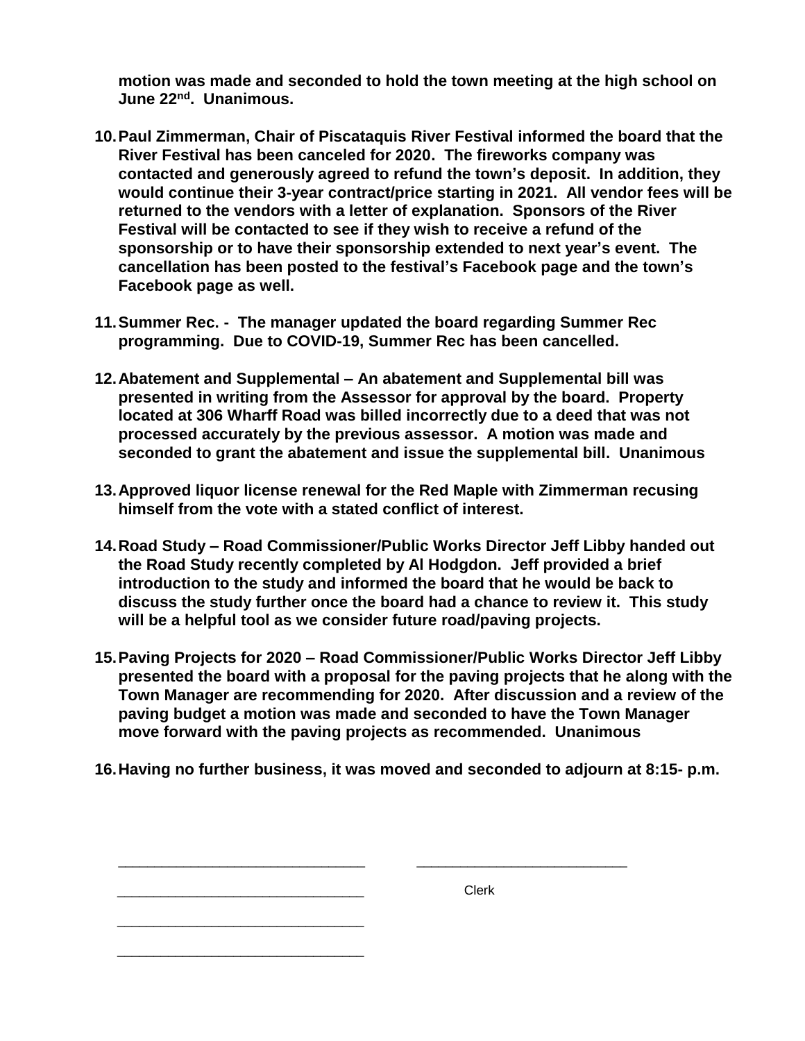**motion was made and seconded to hold the town meeting at the high school on June 22nd. Unanimous.**

10. **Paul Zimmerman, Chair of Piscataquis River Festival informed the board that the River Festival has been canceled for 2020. The fireworks company was contacted and generously agreed to refund the town's deposit. In addition, they would continue their 3-year contract/price starting in 2021. All vendor fees will be returned to the vendors with a letter of explanation. Sponsors of the River Festival will be contacted to see if they wish to receive a refund of the sponsorship or to have their sponsorship extended to next year's event. The cancellation has been posted to the festival's Facebook page and the town's Facebook page as well.**

11. **Summer Rec. - The manager updated the board regarding Summer Rec programming. Due to COVID-19, Summer Rec has been cancelled.**

12. **Abatement and Supplemental – An abatement and Supplemental bill was presented in writing from the Assessor for approval by the board. Property located at 306 Wharff Road was billed incorrectly due to a deed that was not processed accurately by the previous assessor. A motion was made and seconded to grant the abatement and issue the supplemental bill. Unanimous**

13. **Approved liquor license renewal for the Red Maple with Zimmerman recusing himself from the vote with a stated conflict of interest.**

14. **Road Study – Road Commissioner/Public Works Director Jeff Libby handed out the Road Study recently completed by Al Hodgdon. Jeff provided a brief introduction to the study and informed the board that he would be back to discuss the study further once the board had a chance to review it. This study will be a helpful tool as we consider future road/paving projects.**

15. **Paving Projects for 2020 – Road Commissioner/Public Works Director Jeff Libby presented the board with a proposal for the paving projects that he along with the Town Manager are recommending for 2020. After discussion and a review of the paving budget a motion was made and seconded to have the Town Manager move forward with the paving projects as recommended. Unanimous**

16. **Having no further business, it was moved and seconded to adjourn at 8:15- p.m.**

______________________________ ______________________________

______________________________ Clerk

______________________________

______________________________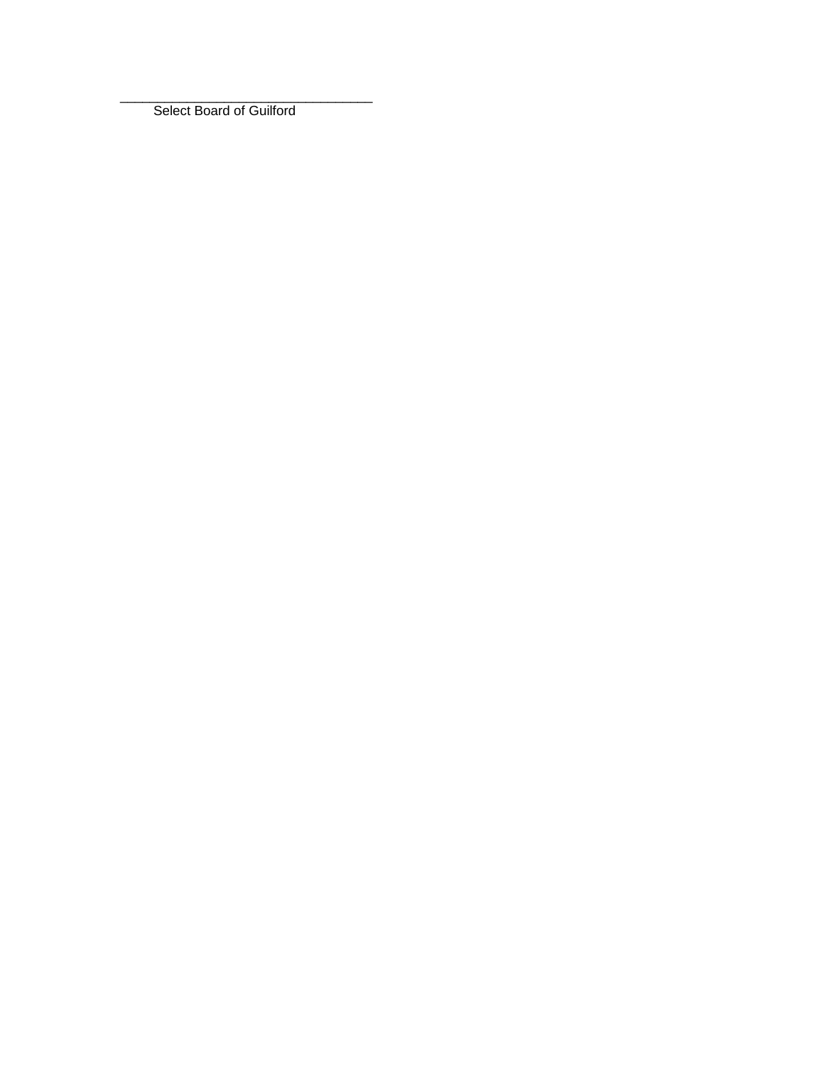\_\_\_\_\_\_\_\_\_\_\_\_\_\_\_\_\_\_\_\_\_\_\_\_\_\_\_\_\_\_\_\_\_\_\_

Select Board of Guilford

___________________________________

Select Board of Guilford